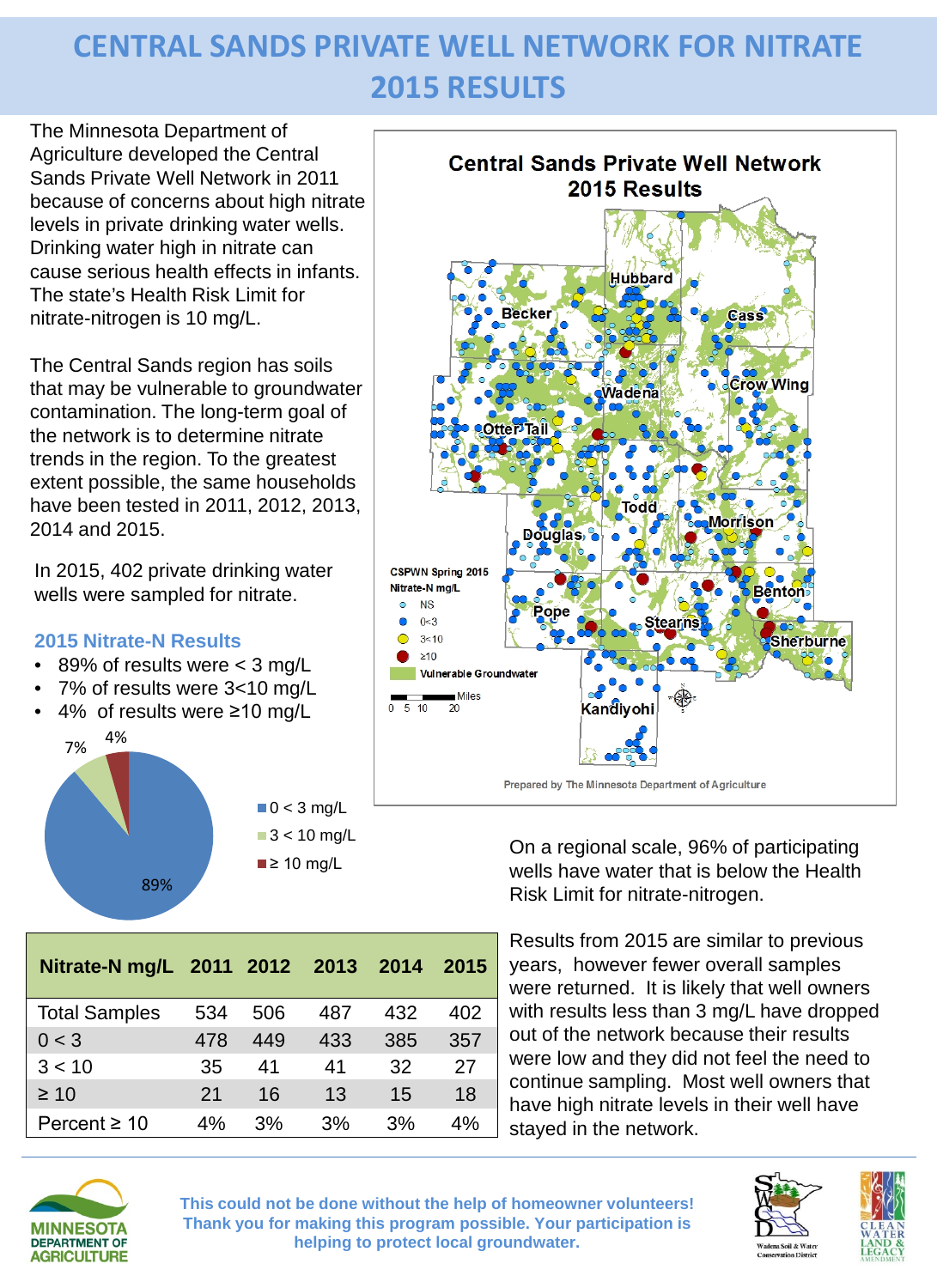# CENTRAL SANDS PRIVATE WELL NETWORK FOR NITRATE 2015 RESULTS

The Minnesota Department of Agriculture developed the Central Sands Private Well Network in 2011 because of concerns about high nitrate levels in private drinking water wells. Drinking water high in nitrate can cause serious health effects in infants. The state's Health Risk Limit for nitrate-nitrogen is 10 mg/L.

The Central Sands region has soils that may be vulnerable to groundwater contamination. The long-term goal of the network is to determine nitrate trends in the region. To the greatest extent possible, the same households have been tested in 2011, 2012, 2013, 2014 and 2015.

In 2015, 402 private drinking water wells were sampled for nitrate.

### 2015 Nitrate-N Results

- 89% of results were < 3 mg/L
- 7% of results were 3<10 mg/L
- 4% of results were ≥10 mg/L

On a regional scale, 96% of participating wells have water that is below the Health Risk Limit for nitrate-nitrogen.

| Nitrate-N mg/L | 2011 | 2012 | 2013 | 2014 | 2015 |
|---|---|---|---|---|---|
| Total Samples | 534 | 506 | 487 | 432 | 402 |
| 0 < 3 | 478 | 449 | 433 | 385 | 357 |
| 3 < 10 | 35 | 41 | 41 | 32 | 27 |
| ≥ 10 | 21 | 16 | 13 | 15 | 18 |
| Percent ≥ 10 | 4% | 3% | 3% | 3% | 4% |

Results from 2015 are similar to previous years, however fewer overall samples were returned. It is likely that well owners with results less than 3 mg/L have dropped out of the network because their results were low and they did not feel the need to continue sampling. Most well owners that have high nitrate levels in their well have stayed in the network.

**This could not be done without the help of homeowner volunteers! Thank you for making this program possible. Your participation is helping to protect local groundwater.**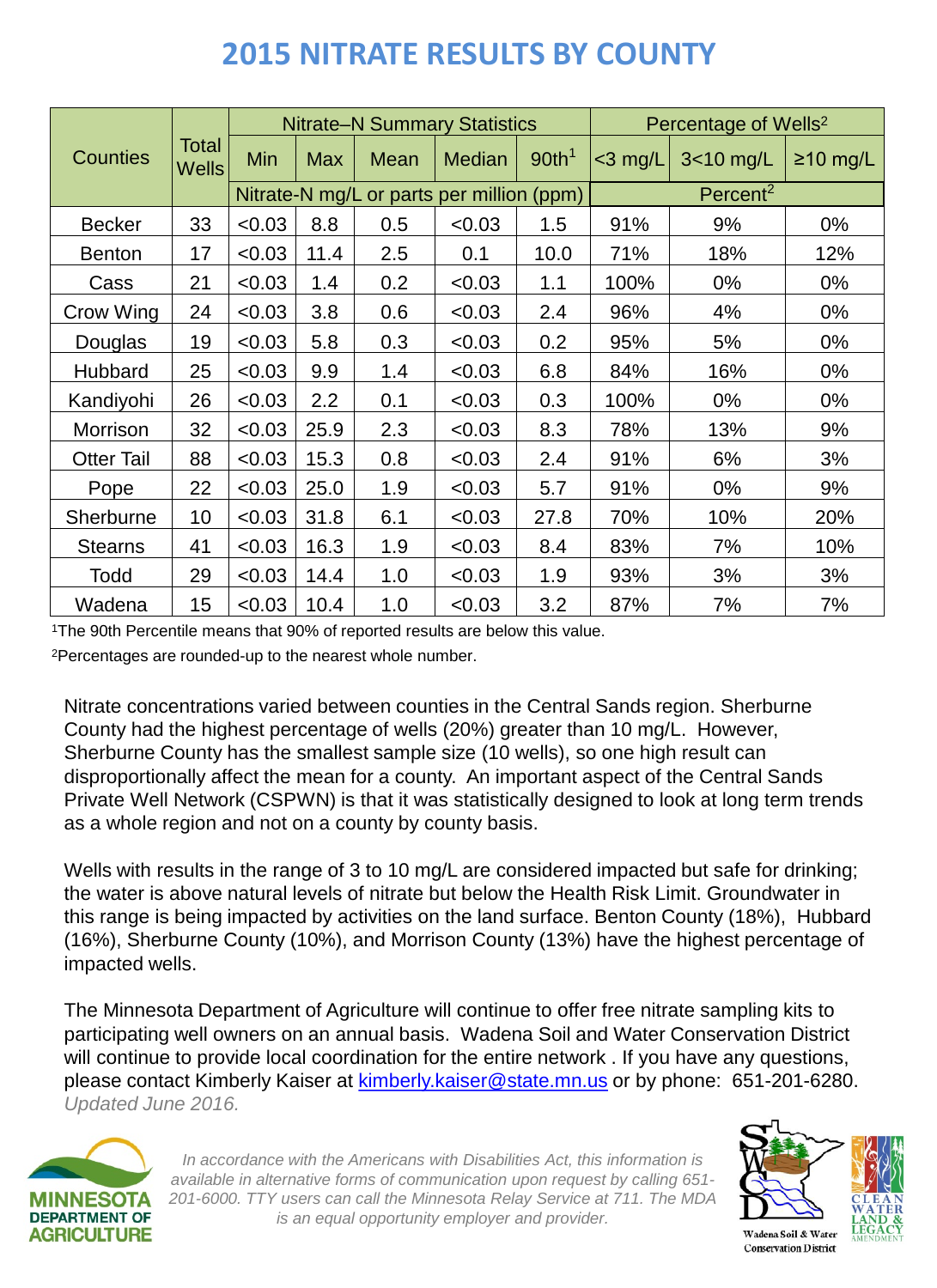# 2015 NITRATE RESULTS BY COUNTY

| Counties | Total Wells | Nitrate–N Summary Statistics | | | | | Percentage of Wells[2] | | |
|---|---|---|---|---|---|---|---|---|---|
| | | Min | Max | Mean | Median | 90th[1] | <3 mg/L | 3<10 mg/L | ≥10 mg/L |
| | | Nitrate-N mg/L or parts per million (ppm) | | | | | Percent[2] | | |
| Becker | 33 | <0.03 | 8.8 | 0.5 | <0.03 | 1.5 | 91% | 9% | 0% |
| Benton | 17 | <0.03 | 11.4 | 2.5 | 0.1 | 10.0 | 71% | 18% | 12% |
| Cass | 21 | <0.03 | 1.4 | 0.2 | <0.03 | 1.1 | 100% | 0% | 0% |
| Crow Wing | 24 | <0.03 | 3.8 | 0.6 | <0.03 | 2.4 | 96% | 4% | 0% |
| Douglas | 19 | <0.03 | 5.8 | 0.3 | <0.03 | 0.2 | 95% | 5% | 0% |
| Hubbard | 25 | <0.03 | 9.9 | 1.4 | <0.03 | 6.8 | 84% | 16% | 0% |
| Kandiyohi | 26 | <0.03 | 2.2 | 0.1 | <0.03 | 0.3 | 100% | 0% | 0% |
| Morrison | 32 | <0.03 | 25.9 | 2.3 | <0.03 | 8.3 | 78% | 13% | 9% |
| Otter Tail | 88 | <0.03 | 15.3 | 0.8 | <0.03 | 2.4 | 91% | 6% | 3% |
| Pope | 22 | <0.03 | 25.0 | 1.9 | <0.03 | 5.7 | 91% | 0% | 9% |
| Sherburne | 10 | <0.03 | 31.8 | 6.1 | <0.03 | 27.8 | 70% | 10% | 20% |
| Stearns | 41 | <0.03 | 16.3 | 1.9 | <0.03 | 8.4 | 83% | 7% | 10% |
| Todd | 29 | <0.03 | 14.4 | 1.0 | <0.03 | 1.9 | 93% | 3% | 3% |
| Wadena | 15 | <0.03 | 10.4 | 1.0 | <0.03 | 3.2 | 87% | 7% | 7% |

[1]The 90th Percentile means that 90% of reported results are below this value.

[2]Percentages are rounded-up to the nearest whole number.

Nitrate concentrations varied between counties in the Central Sands region. Sherburne County had the highest percentage of wells (20%) greater than 10 mg/L. However, Sherburne County has the smallest sample size (10 wells), so one high result can disproportionally affect the mean for a county. An important aspect of the Central Sands Private Well Network (CSPWN) is that it was statistically designed to look at long term trends as a whole region and not on a county by county basis.

Wells with results in the range of 3 to 10 mg/L are considered impacted but safe for drinking; the water is above natural levels of nitrate but below the Health Risk Limit. Groundwater in this range is being impacted by activities on the land surface. Benton County (18%), Hubbard (16%), Sherburne County (10%), and Morrison County (13%) have the highest percentage of impacted wells.

The Minnesota Department of Agriculture will continue to offer free nitrate sampling kits to participating well owners on an annual basis. Wadena Soil and Water Conservation District will continue to provide local coordination for the entire network . If you have any questions, please contact Kimberly Kaiser at kimberly.kaiser@state.mn.us or by phone: 651-201-6280. *Updated June 2016.*

MINNESOTA DEPARTMENT OF AGRICULTURE

*In accordance with the Americans with Disabilities Act, this information is available in alternative forms of communication upon request by calling 651-201-6000. TTY users can call the Minnesota Relay Service at 711. The MDA is an equal opportunity employer and provider.*

Wadena Soil & Water Conservation District

CLEAN WATER LAND & LEGACY AMENDMENT